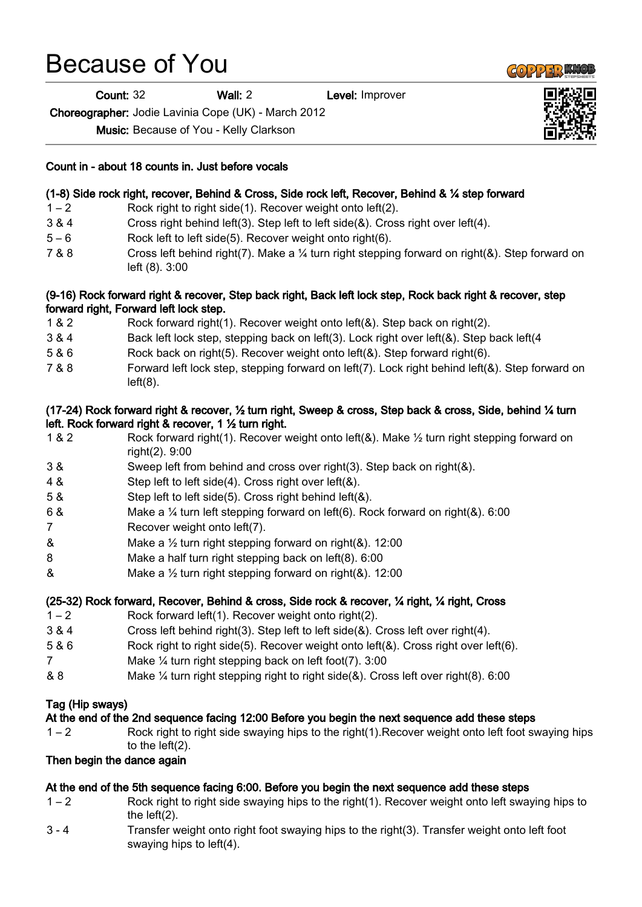# Because of You

**Count:** 32 **Wall:** 2 **Level:** Improver

**Choreographer:** Jodie Lavinia Cope (UK) - March 2012

**Music:** Because of You - Kelly Clarkson

**Count in - about 18 counts in. Just before vocals**

**(1-8) Side rock right, recover, Behind & Cross, Side rock left, Recover, Behind & ¼ step forward**

| | |
|---|---|
| 1 – 2 | Rock right to right side(1). Recover weight onto left(2). |
| 3 & 4 | Cross right behind left(3). Step left to left side(&). Cross right over left(4). |
| 5 – 6 | Rock left to left side(5). Recover weight onto right(6). |
| 7 & 8 | Cross left behind right(7). Make a ¼ turn right stepping forward on right(&). Step forward on left (8). 3:00 |

**(9-16) Rock forward right & recover, Step back right, Back left lock step, Rock back right & recover, step forward right, Forward left lock step.**

| | |
|---|---|
| 1 & 2 | Rock forward right(1). Recover weight onto left(&). Step back on right(2). |
| 3 & 4 | Back left lock step, stepping back on left(3). Lock right over left(&). Step back left(4 |
| 5 & 6 | Rock back on right(5). Recover weight onto left(&). Step forward right(6). |
| 7 & 8 | Forward left lock step, stepping forward on left(7). Lock right behind left(&). Step forward on left(8). |

**(17-24) Rock forward right & recover, ½ turn right, Sweep & cross, Step back & cross, Side, behind ¼ turn left. Rock forward right & recover, 1 ½ turn right.**

| | |
|---|---|
| 1 & 2 | Rock forward right(1). Recover weight onto left(&). Make ½ turn right stepping forward on right(2). 9:00 |
| 3 & | Sweep left from behind and cross over right(3). Step back on right(&). |
| 4 & | Step left to left side(4). Cross right over left(&). |
| 5 & | Step left to left side(5). Cross right behind left(&). |
| 6 & | Make a ¼ turn left stepping forward on left(6). Rock forward on right(&). 6:00 |
| 7 | Recover weight onto left(7). |
| & | Make a ½ turn right stepping forward on right(&). 12:00 |
| 8 | Make a half turn right stepping back on left(8). 6:00 |
| & | Make a ½ turn right stepping forward on right(&). 12:00 |

**(25-32) Rock forward, Recover, Behind & cross, Side rock & recover, ¼ right, ¼ right, Cross**

| | |
|---|---|
| 1 – 2 | Rock forward left(1). Recover weight onto right(2). |
| 3 & 4 | Cross left behind right(3). Step left to left side(&). Cross left over right(4). |
| 5 & 6 | Rock right to right side(5). Recover weight onto left(&). Cross right over left(6). |
| 7 | Make ¼ turn right stepping back on left foot(7). 3:00 |
| & 8 | Make ¼ turn right stepping right to right side(&). Cross left over right(8). 6:00 |

**Tag (Hip sways)**

**At the end of the 2nd sequence facing 12:00 Before you begin the next sequence add these steps**

| | |
|---|---|
| 1 – 2 | Rock right to right side swaying hips to the right(1).Recover weight onto left foot swaying hips to the left(2). |

**Then begin the dance again**

**At the end of the 5th sequence facing 6:00. Before you begin the next sequence add these steps**

| | |
|---|---|
| 1 – 2 | Rock right to right side swaying hips to the right(1). Recover weight onto left swaying hips to the left(2). |
| 3 - 4 | Transfer weight onto right foot swaying hips to the right(3). Transfer weight onto left foot swaying hips to left(4). |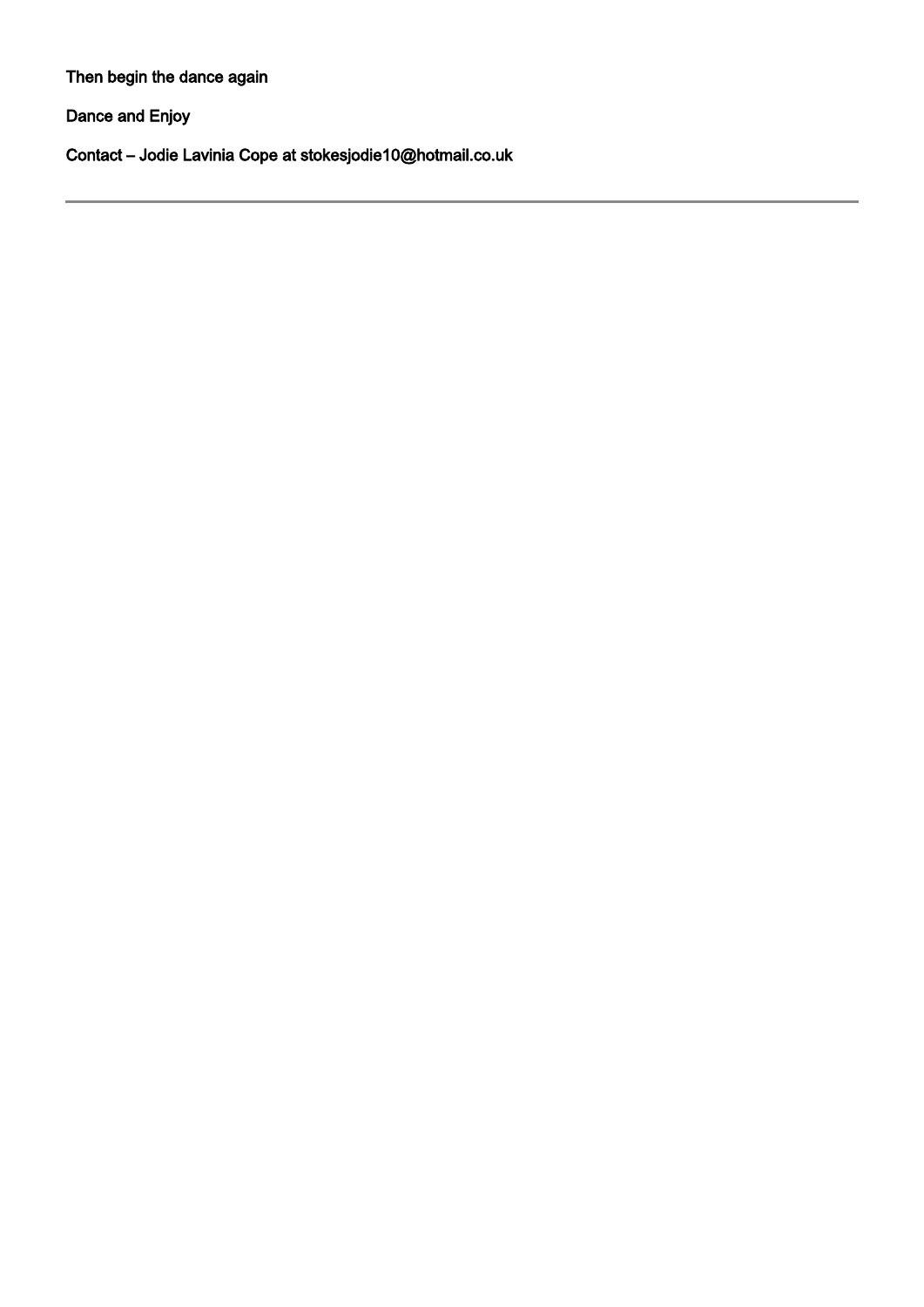Then begin the dance again

Dance and Enjoy

Contact – Jodie Lavinia Cope at stokesjodie10@hotmail.co.uk

---